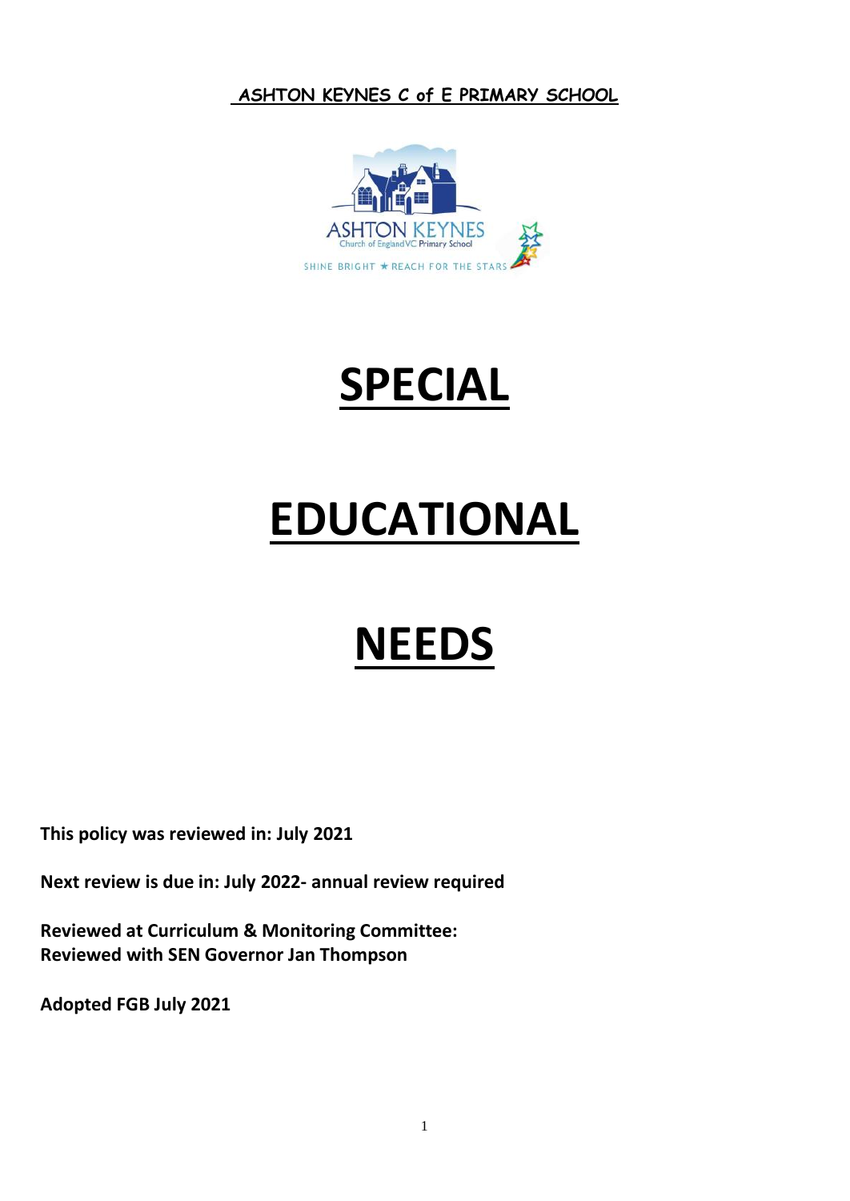**ASHTON KEYNES C of E PRIMARY SCHOOL**

# SPECIAL

# EDUCATIONAL

# NEEDS

**This policy was reviewed in: July 2021**

**Next review is due in: July 2022- annual review required**

**Reviewed at Curriculum & Monitoring Committee:**
**Reviewed with SEN Governor Jan Thompson**

**Adopted FGB July 2021**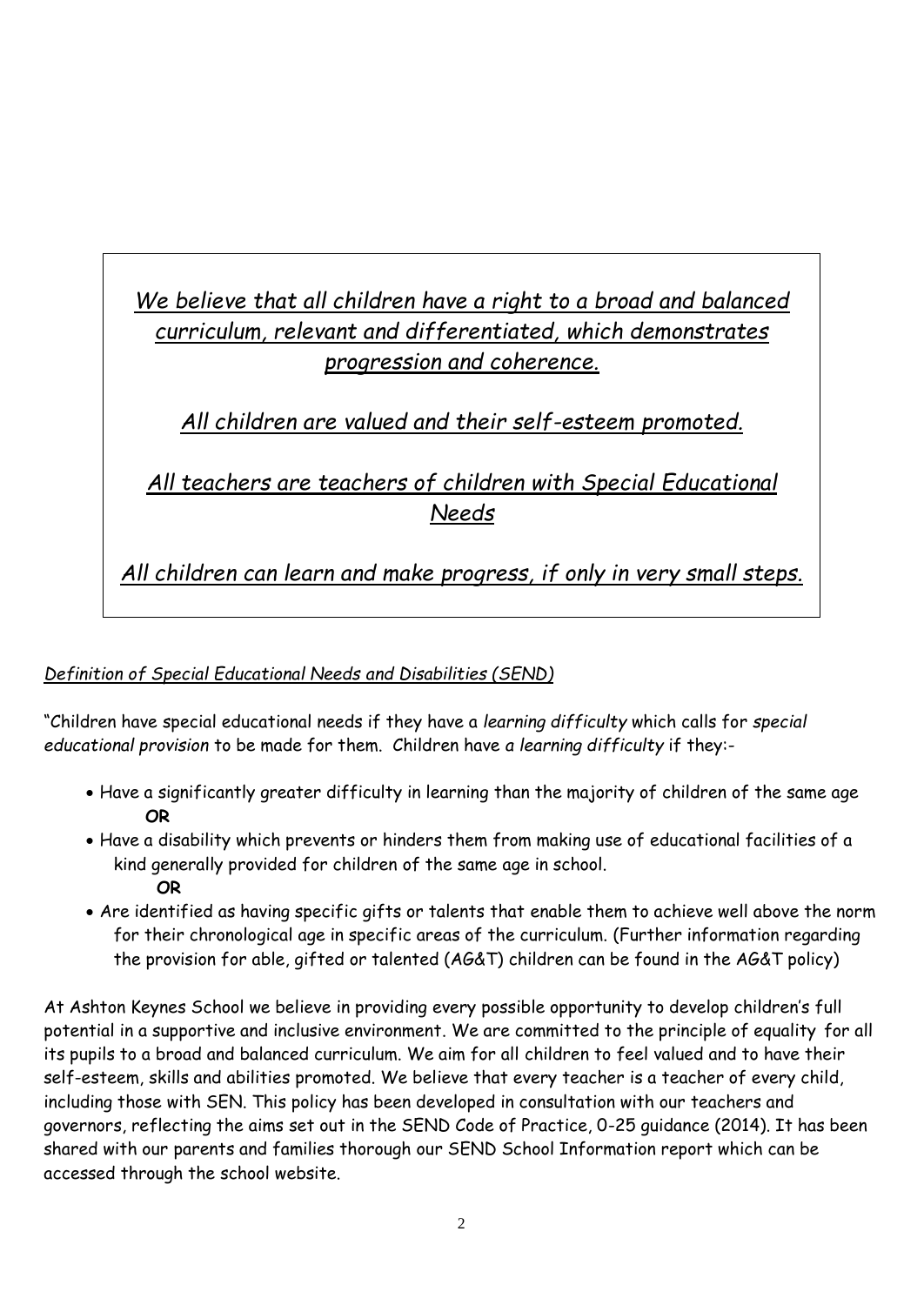*We believe that all children have a right to a broad and balanced curriculum, relevant and differentiated, which demonstrates progression and coherence.*

*All children are valued and their self-esteem promoted.*

*All teachers are teachers of children with Special Educational Needs*

*All children can learn and make progress, if only in very small steps.*

*Definition of Special Educational Needs and Disabilities (SEND)*

"Children have special educational needs if they have a *learning difficulty* which calls for *special educational provision* to be made for them. Children have *a learning difficulty* if they:-

- Have a significantly greater difficulty in learning than the majority of children of the same age
  **OR**
- Have a disability which prevents or hinders them from making use of educational facilities of a kind generally provided for children of the same age in school.
  **OR**
- Are identified as having specific gifts or talents that enable them to achieve well above the norm for their chronological age in specific areas of the curriculum. (Further information regarding the provision for able, gifted or talented (AG&T) children can be found in the AG&T policy)

At Ashton Keynes School we believe in providing every possible opportunity to develop children's full potential in a supportive and inclusive environment. We are committed to the principle of equality for all its pupils to a broad and balanced curriculum. We aim for all children to feel valued and to have their self-esteem, skills and abilities promoted. We believe that every teacher is a teacher of every child, including those with SEN. This policy has been developed in consultation with our teachers and governors, reflecting the aims set out in the SEND Code of Practice, 0-25 guidance (2014). It has been shared with our parents and families thorough our SEND School Information report which can be accessed through the school website.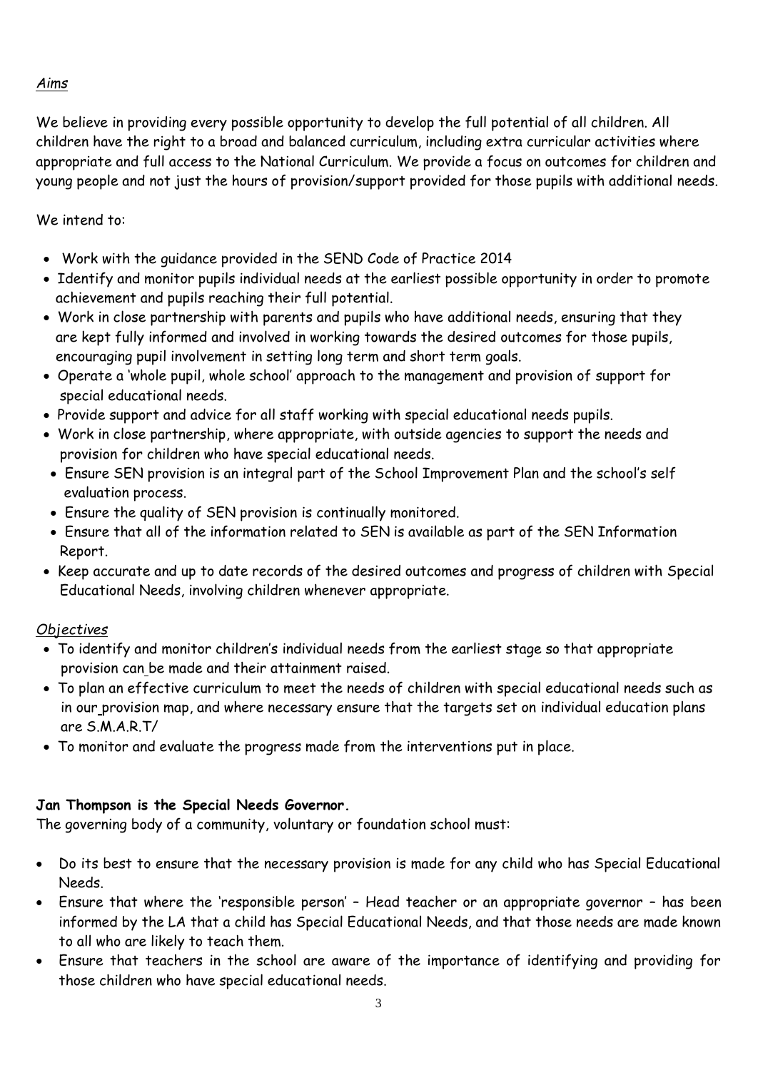*Aims*

We believe in providing every possible opportunity to develop the full potential of all children. All children have the right to a broad and balanced curriculum, including extra curricular activities where appropriate and full access to the National Curriculum. We provide a focus on outcomes for children and young people and not just the hours of provision/support provided for those pupils with additional needs.

We intend to:

- Work with the guidance provided in the SEND Code of Practice 2014
- Identify and monitor pupils individual needs at the earliest possible opportunity in order to promote achievement and pupils reaching their full potential.
- Work in close partnership with parents and pupils who have additional needs, ensuring that they are kept fully informed and involved in working towards the desired outcomes for those pupils, encouraging pupil involvement in setting long term and short term goals.
- Operate a 'whole pupil, whole school' approach to the management and provision of support for special educational needs.
- Provide support and advice for all staff working with special educational needs pupils.
- Work in close partnership, where appropriate, with outside agencies to support the needs and provision for children who have special educational needs.
- Ensure SEN provision is an integral part of the School Improvement Plan and the school's self evaluation process.
- Ensure the quality of SEN provision is continually monitored.
- Ensure that all of the information related to SEN is available as part of the SEN Information Report.
- Keep accurate and up to date records of the desired outcomes and progress of children with Special Educational Needs, involving children whenever appropriate.

*Objectives*

- To identify and monitor children's individual needs from the earliest stage so that appropriate provision can be made and their attainment raised.
- To plan an effective curriculum to meet the needs of children with special educational needs such as in our provision map, and where necessary ensure that the targets set on individual education plans are S.M.A.R.T/
- To monitor and evaluate the progress made from the interventions put in place.

**Jan Thompson is the Special Needs Governor.**

The governing body of a community, voluntary or foundation school must:

- Do its best to ensure that the necessary provision is made for any child who has Special Educational Needs.
- Ensure that where the 'responsible person' – Head teacher or an appropriate governor – has been informed by the LA that a child has Special Educational Needs, and that those needs are made known to all who are likely to teach them.
- Ensure that teachers in the school are aware of the importance of identifying and providing for those children who have special educational needs.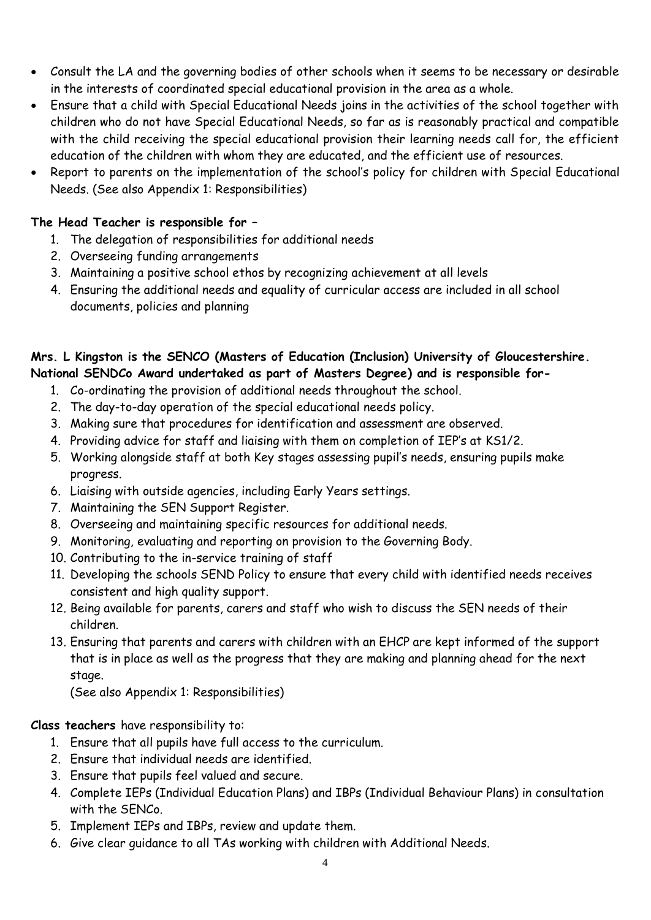- Consult the LA and the governing bodies of other schools when it seems to be necessary or desirable in the interests of coordinated special educational provision in the area as a whole.
- Ensure that a child with Special Educational Needs joins in the activities of the school together with children who do not have Special Educational Needs, so far as is reasonably practical and compatible with the child receiving the special educational provision their learning needs call for, the efficient education of the children with whom they are educated, and the efficient use of resources.
- Report to parents on the implementation of the school's policy for children with Special Educational Needs. (See also Appendix 1: Responsibilities)

**The Head Teacher is responsible for –**

1. The delegation of responsibilities for additional needs
2. Overseeing funding arrangements
3. Maintaining a positive school ethos by recognizing achievement at all levels
4. Ensuring the additional needs and equality of curricular access are included in all school documents, policies and planning

**Mrs. L Kingston is the SENCO (Masters of Education (Inclusion) University of Gloucestershire. National SENDCo Award undertaked as part of Masters Degree) and is responsible for-**

1. Co-ordinating the provision of additional needs throughout the school.
2. The day-to-day operation of the special educational needs policy.
3. Making sure that procedures for identification and assessment are observed.
4. Providing advice for staff and liaising with them on completion of IEP's at KS1/2.
5. Working alongside staff at both Key stages assessing pupil's needs, ensuring pupils make progress.
6. Liaising with outside agencies, including Early Years settings.
7. Maintaining the SEN Support Register.
8. Overseeing and maintaining specific resources for additional needs.
9. Monitoring, evaluating and reporting on provision to the Governing Body.
10. Contributing to the in-service training of staff
11. Developing the schools SEND Policy to ensure that every child with identified needs receives consistent and high quality support.
12. Being available for parents, carers and staff who wish to discuss the SEN needs of their children.
13. Ensuring that parents and carers with children with an EHCP are kept informed of the support that is in place as well as the progress that they are making and planning ahead for the next stage.
    (See also Appendix 1: Responsibilities)

**Class teachers** have responsibility to:

1. Ensure that all pupils have full access to the curriculum.
2. Ensure that individual needs are identified.
3. Ensure that pupils feel valued and secure.
4. Complete IEPs (Individual Education Plans) and IBPs (Individual Behaviour Plans) in consultation with the SENCo.
5. Implement IEPs and IBPs, review and update them.
6. Give clear guidance to all TAs working with children with Additional Needs.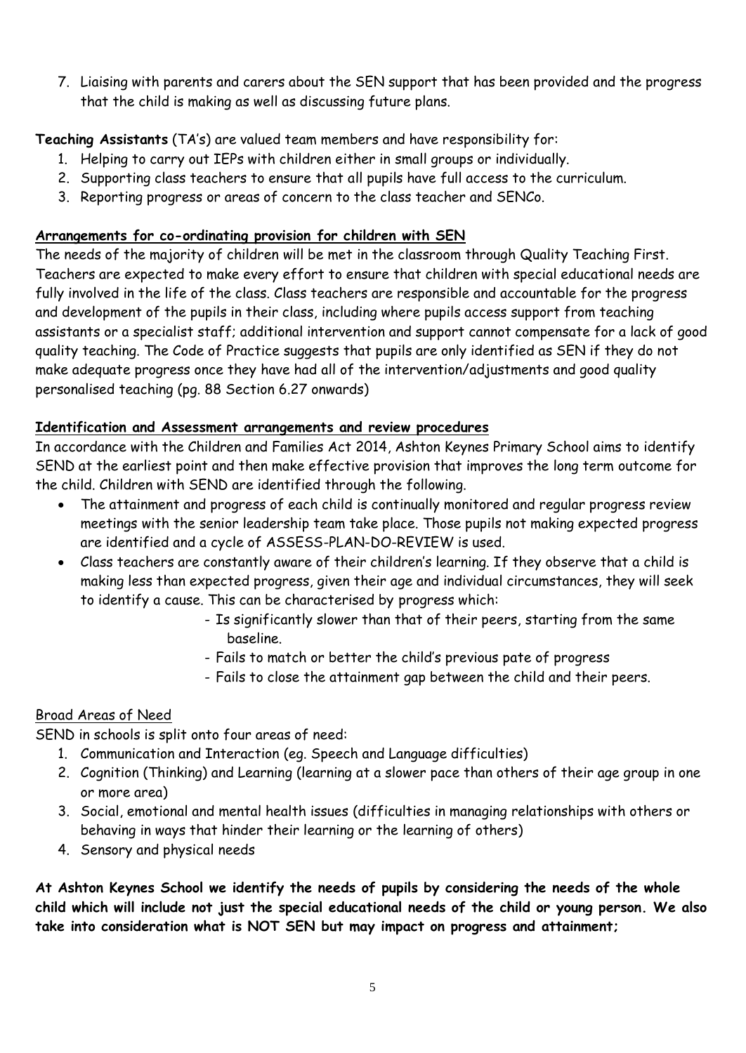7. Liaising with parents and carers about the SEN support that has been provided and the progress that the child is making as well as discussing future plans.

**Teaching Assistants** (TA's) are valued team members and have responsibility for:

1. Helping to carry out IEPs with children either in small groups or individually.
2. Supporting class teachers to ensure that all pupils have full access to the curriculum.
3. Reporting progress or areas of concern to the class teacher and SENCo.

**Arrangements for co-ordinating provision for children with SEN**

The needs of the majority of children will be met in the classroom through Quality Teaching First. Teachers are expected to make every effort to ensure that children with special educational needs are fully involved in the life of the class. Class teachers are responsible and accountable for the progress and development of the pupils in their class, including where pupils access support from teaching assistants or a specialist staff; additional intervention and support cannot compensate for a lack of good quality teaching. The Code of Practice suggests that pupils are only identified as SEN if they do not make adequate progress once they have had all of the intervention/adjustments and good quality personalised teaching (pg. 88 Section 6.27 onwards)

**Identification and Assessment arrangements and review procedures**

In accordance with the Children and Families Act 2014, Ashton Keynes Primary School aims to identify SEND at the earliest point and then make effective provision that improves the long term outcome for the child. Children with SEND are identified through the following.

- The attainment and progress of each child is continually monitored and regular progress review meetings with the senior leadership team take place. Those pupils not making expected progress are identified and a cycle of ASSESS-PLAN-DO-REVIEW is used.
- Class teachers are constantly aware of their children's learning. If they observe that a child is making less than expected progress, given their age and individual circumstances, they will seek to identify a cause. This can be characterised by progress which:
  - Is significantly slower than that of their peers, starting from the same baseline.
  - Fails to match or better the child's previous pate of progress
  - Fails to close the attainment gap between the child and their peers.

Broad Areas of Need

SEND in schools is split onto four areas of need:

1. Communication and Interaction (eg. Speech and Language difficulties)
2. Cognition (Thinking) and Learning (learning at a slower pace than others of their age group in one or more area)
3. Social, emotional and mental health issues (difficulties in managing relationships with others or behaving in ways that hinder their learning or the learning of others)
4. Sensory and physical needs

**At Ashton Keynes School we identify the needs of pupils by considering the needs of the whole child which will include not just the special educational needs of the child or young person. We also take into consideration what is NOT SEN but may impact on progress and attainment;**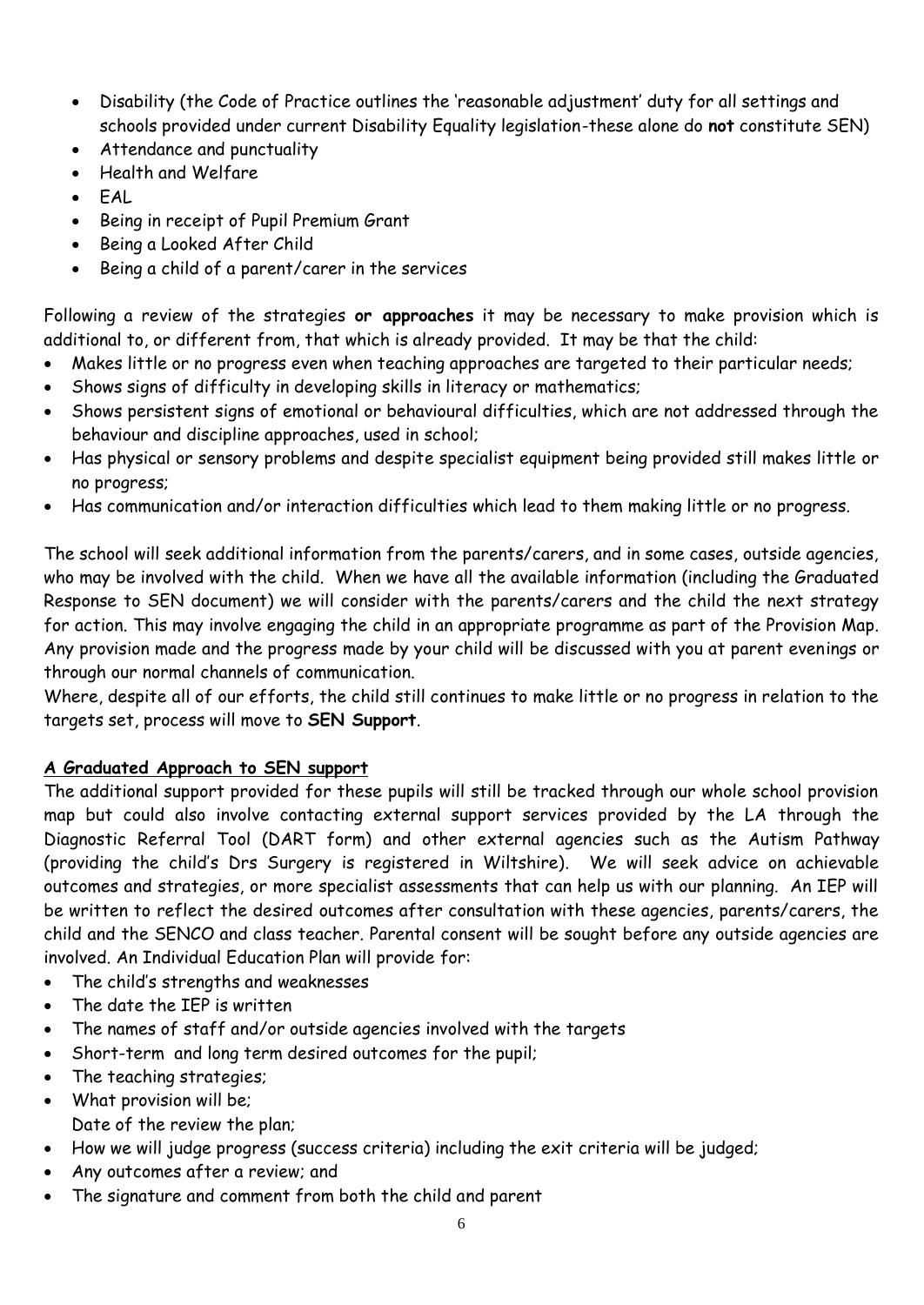- Disability (the Code of Practice outlines the 'reasonable adjustment' duty for all settings and schools provided under current Disability Equality legislation-these alone do **not** constitute SEN)
- Attendance and punctuality
- Health and Welfare
- EAL
- Being in receipt of Pupil Premium Grant
- Being a Looked After Child
- Being a child of a parent/carer in the services

Following a review of the strategies **or approaches** it may be necessary to make provision which is additional to, or different from, that which is already provided. It may be that the child:

- Makes little or no progress even when teaching approaches are targeted to their particular needs;
- Shows signs of difficulty in developing skills in literacy or mathematics;
- Shows persistent signs of emotional or behavioural difficulties, which are not addressed through the behaviour and discipline approaches, used in school;
- Has physical or sensory problems and despite specialist equipment being provided still makes little or no progress;
- Has communication and/or interaction difficulties which lead to them making little or no progress.

The school will seek additional information from the parents/carers, and in some cases, outside agencies, who may be involved with the child. When we have all the available information (including the Graduated Response to SEN document) we will consider with the parents/carers and the child the next strategy for action. This may involve engaging the child in an appropriate programme as part of the Provision Map. Any provision made and the progress made by your child will be discussed with you at parent evenings or through our normal channels of communication.

Where, despite all of our efforts, the child still continues to make little or no progress in relation to the targets set, process will move to **SEN Support**.

**A Graduated Approach to SEN support**

The additional support provided for these pupils will still be tracked through our whole school provision map but could also involve contacting external support services provided by the LA through the Diagnostic Referral Tool (DART form) and other external agencies such as the Autism Pathway (providing the child's Drs Surgery is registered in Wiltshire). We will seek advice on achievable outcomes and strategies, or more specialist assessments that can help us with our planning. An IEP will be written to reflect the desired outcomes after consultation with these agencies, parents/carers, the child and the SENCO and class teacher. Parental consent will be sought before any outside agencies are involved. An Individual Education Plan will provide for:

- The child's strengths and weaknesses
- The date the IEP is written
- The names of staff and/or outside agencies involved with the targets
- Short-term and long term desired outcomes for the pupil;
- The teaching strategies;
- What provision will be;
  Date of the review the plan;
- How we will judge progress (success criteria) including the exit criteria will be judged;
- Any outcomes after a review; and
- The signature and comment from both the child and parent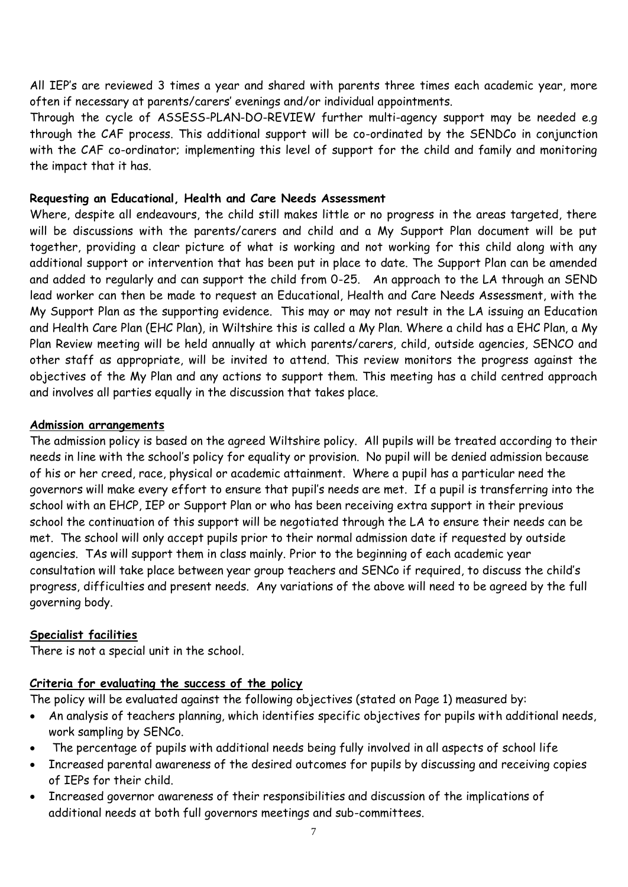All IEP's are reviewed 3 times a year and shared with parents three times each academic year, more often if necessary at parents/carers' evenings and/or individual appointments.

Through the cycle of ASSESS-PLAN-DO-REVIEW further multi-agency support may be needed e.g through the CAF process. This additional support will be co-ordinated by the SENDCo in conjunction with the CAF co-ordinator; implementing this level of support for the child and family and monitoring the impact that it has.

**Requesting an Educational, Health and Care Needs Assessment**

Where, despite all endeavours, the child still makes little or no progress in the areas targeted, there will be discussions with the parents/carers and child and a My Support Plan document will be put together, providing a clear picture of what is working and not working for this child along with any additional support or intervention that has been put in place to date. The Support Plan can be amended and added to regularly and can support the child from 0-25. An approach to the LA through an SEND lead worker can then be made to request an Educational, Health and Care Needs Assessment, with the My Support Plan as the supporting evidence. This may or may not result in the LA issuing an Education and Health Care Plan (EHC Plan), in Wiltshire this is called a My Plan. Where a child has a EHC Plan, a My Plan Review meeting will be held annually at which parents/carers, child, outside agencies, SENCO and other staff as appropriate, will be invited to attend. This review monitors the progress against the objectives of the My Plan and any actions to support them. This meeting has a child centred approach and involves all parties equally in the discussion that takes place.

**Admission arrangements**

The admission policy is based on the agreed Wiltshire policy. All pupils will be treated according to their needs in line with the school's policy for equality or provision. No pupil will be denied admission because of his or her creed, race, physical or academic attainment. Where a pupil has a particular need the governors will make every effort to ensure that pupil's needs are met. If a pupil is transferring into the school with an EHCP, IEP or Support Plan or who has been receiving extra support in their previous school the continuation of this support will be negotiated through the LA to ensure their needs can be met. The school will only accept pupils prior to their normal admission date if requested by outside agencies. TAs will support them in class mainly. Prior to the beginning of each academic year consultation will take place between year group teachers and SENCo if required, to discuss the child's progress, difficulties and present needs. Any variations of the above will need to be agreed by the full governing body.

**Specialist facilities**

There is not a special unit in the school.

**Criteria for evaluating the success of the policy**

The policy will be evaluated against the following objectives (stated on Page 1) measured by:

- An analysis of teachers planning, which identifies specific objectives for pupils with additional needs, work sampling by SENCo.
- The percentage of pupils with additional needs being fully involved in all aspects of school life
- Increased parental awareness of the desired outcomes for pupils by discussing and receiving copies of IEPs for their child.
- Increased governor awareness of their responsibilities and discussion of the implications of additional needs at both full governors meetings and sub-committees.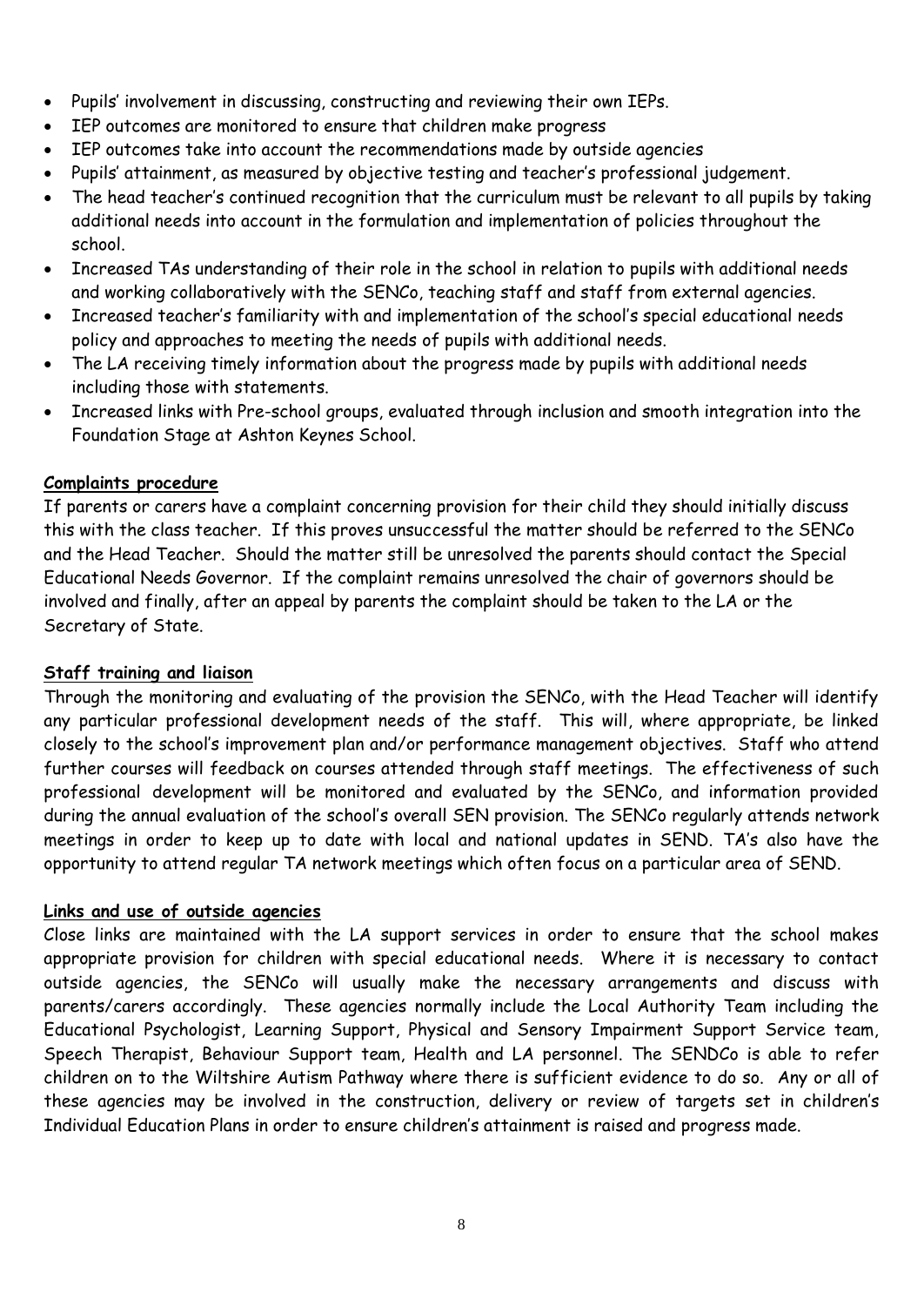- Pupils' involvement in discussing, constructing and reviewing their own IEPs.
- IEP outcomes are monitored to ensure that children make progress
- IEP outcomes take into account the recommendations made by outside agencies
- Pupils' attainment, as measured by objective testing and teacher's professional judgement.
- The head teacher's continued recognition that the curriculum must be relevant to all pupils by taking additional needs into account in the formulation and implementation of policies throughout the school.
- Increased TAs understanding of their role in the school in relation to pupils with additional needs and working collaboratively with the SENCo, teaching staff and staff from external agencies.
- Increased teacher's familiarity with and implementation of the school's special educational needs policy and approaches to meeting the needs of pupils with additional needs.
- The LA receiving timely information about the progress made by pupils with additional needs including those with statements.
- Increased links with Pre-school groups, evaluated through inclusion and smooth integration into the Foundation Stage at Ashton Keynes School.

**Complaints procedure**

If parents or carers have a complaint concerning provision for their child they should initially discuss this with the class teacher. If this proves unsuccessful the matter should be referred to the SENCo and the Head Teacher. Should the matter still be unresolved the parents should contact the Special Educational Needs Governor. If the complaint remains unresolved the chair of governors should be involved and finally, after an appeal by parents the complaint should be taken to the LA or the Secretary of State.

**Staff training and liaison**

Through the monitoring and evaluating of the provision the SENCo, with the Head Teacher will identify any particular professional development needs of the staff. This will, where appropriate, be linked closely to the school's improvement plan and/or performance management objectives. Staff who attend further courses will feedback on courses attended through staff meetings. The effectiveness of such professional development will be monitored and evaluated by the SENCo, and information provided during the annual evaluation of the school's overall SEN provision. The SENCo regularly attends network meetings in order to keep up to date with local and national updates in SEND. TA's also have the opportunity to attend regular TA network meetings which often focus on a particular area of SEND.

**Links and use of outside agencies**

Close links are maintained with the LA support services in order to ensure that the school makes appropriate provision for children with special educational needs. Where it is necessary to contact outside agencies, the SENCo will usually make the necessary arrangements and discuss with parents/carers accordingly. These agencies normally include the Local Authority Team including the Educational Psychologist, Learning Support, Physical and Sensory Impairment Support Service team, Speech Therapist, Behaviour Support team, Health and LA personnel. The SENDCo is able to refer children on to the Wiltshire Autism Pathway where there is sufficient evidence to do so. Any or all of these agencies may be involved in the construction, delivery or review of targets set in children's Individual Education Plans in order to ensure children's attainment is raised and progress made.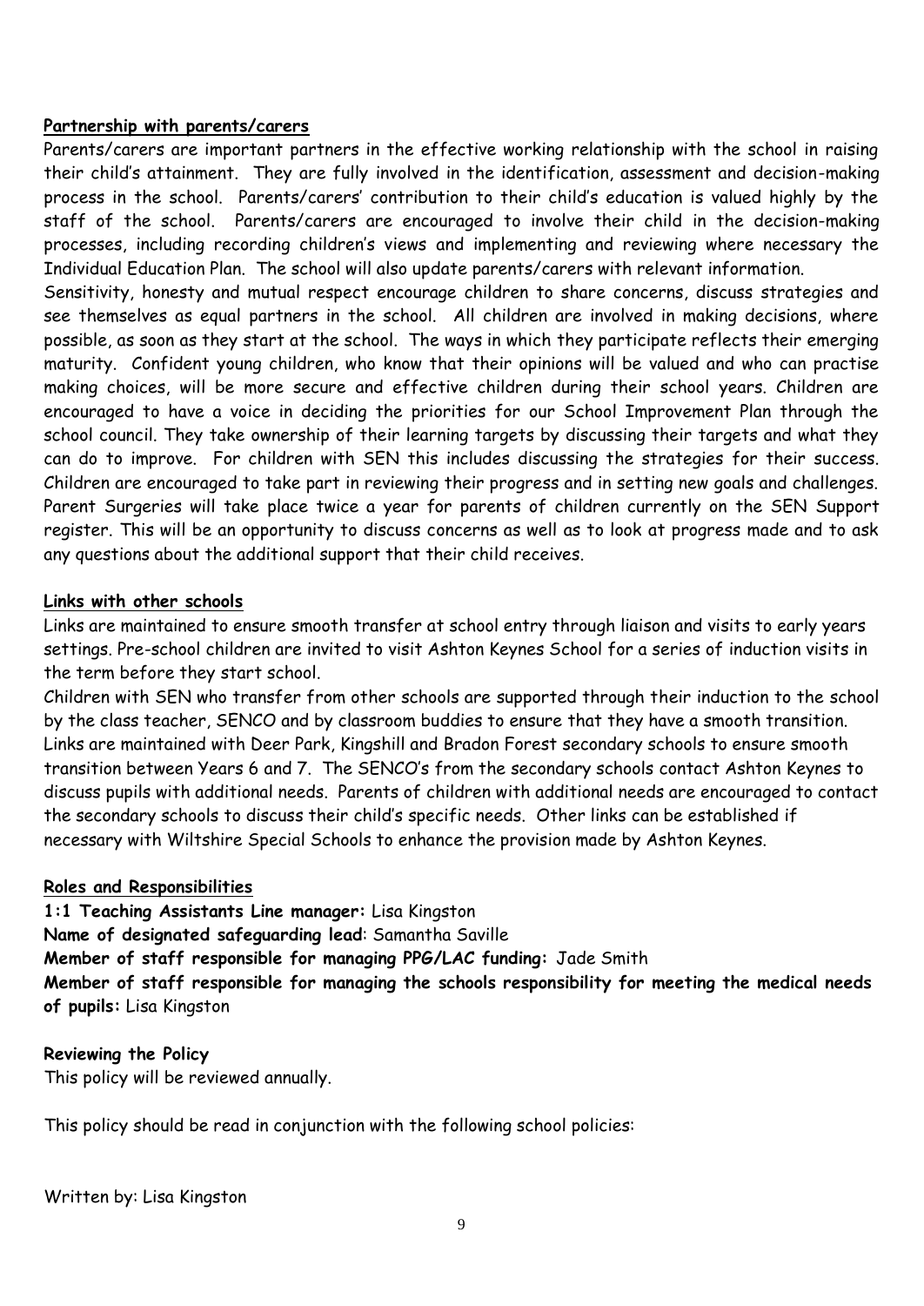**Partnership with parents/carers**

Parents/carers are important partners in the effective working relationship with the school in raising their child's attainment. They are fully involved in the identification, assessment and decision-making process in the school. Parents/carers' contribution to their child's education is valued highly by the staff of the school. Parents/carers are encouraged to involve their child in the decision-making processes, including recording children's views and implementing and reviewing where necessary the Individual Education Plan. The school will also update parents/carers with relevant information.

Sensitivity, honesty and mutual respect encourage children to share concerns, discuss strategies and see themselves as equal partners in the school. All children are involved in making decisions, where possible, as soon as they start at the school. The ways in which they participate reflects their emerging maturity. Confident young children, who know that their opinions will be valued and who can practise making choices, will be more secure and effective children during their school years. Children are encouraged to have a voice in deciding the priorities for our School Improvement Plan through the school council. They take ownership of their learning targets by discussing their targets and what they can do to improve. For children with SEN this includes discussing the strategies for their success. Children are encouraged to take part in reviewing their progress and in setting new goals and challenges. Parent Surgeries will take place twice a year for parents of children currently on the SEN Support register. This will be an opportunity to discuss concerns as well as to look at progress made and to ask any questions about the additional support that their child receives.

**Links with other schools**

Links are maintained to ensure smooth transfer at school entry through liaison and visits to early years settings. Pre-school children are invited to visit Ashton Keynes School for a series of induction visits in the term before they start school.

Children with SEN who transfer from other schools are supported through their induction to the school by the class teacher, SENCO and by classroom buddies to ensure that they have a smooth transition. Links are maintained with Deer Park, Kingshill and Bradon Forest secondary schools to ensure smooth transition between Years 6 and 7. The SENCO's from the secondary schools contact Ashton Keynes to discuss pupils with additional needs. Parents of children with additional needs are encouraged to contact the secondary schools to discuss their child's specific needs. Other links can be established if necessary with Wiltshire Special Schools to enhance the provision made by Ashton Keynes.

**Roles and Responsibilities**

**1:1 Teaching Assistants Line manager:** Lisa Kingston
**Name of designated safeguarding lead**: Samantha Saville
**Member of staff responsible for managing PPG/LAC funding:** Jade Smith
**Member of staff responsible for managing the schools responsibility for meeting the medical needs of pupils:** Lisa Kingston

**Reviewing the Policy**

This policy will be reviewed annually.

This policy should be read in conjunction with the following school policies:

Written by: Lisa Kingston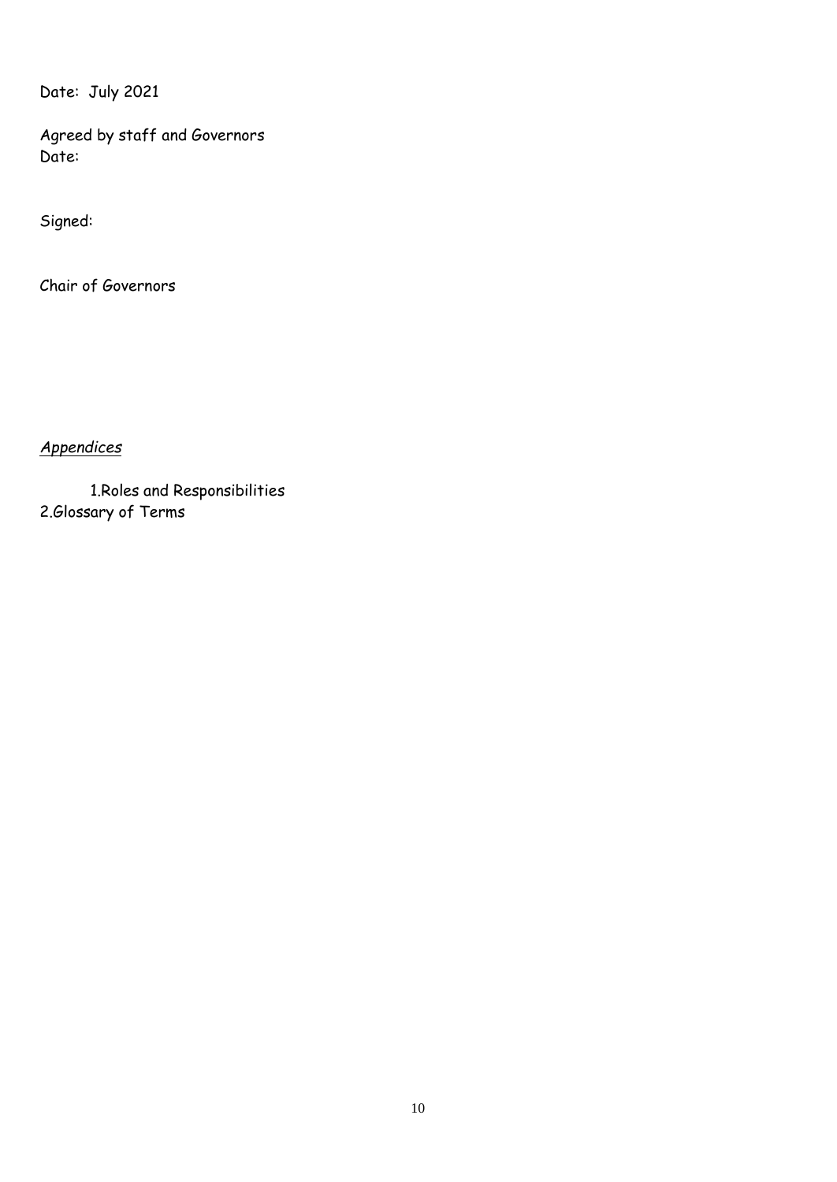Date: July 2021

Agreed by staff and Governors
Date:

Signed:

Chair of Governors

*<u>Appendices</u>*

1.Roles and Responsibilities
2.Glossary of Terms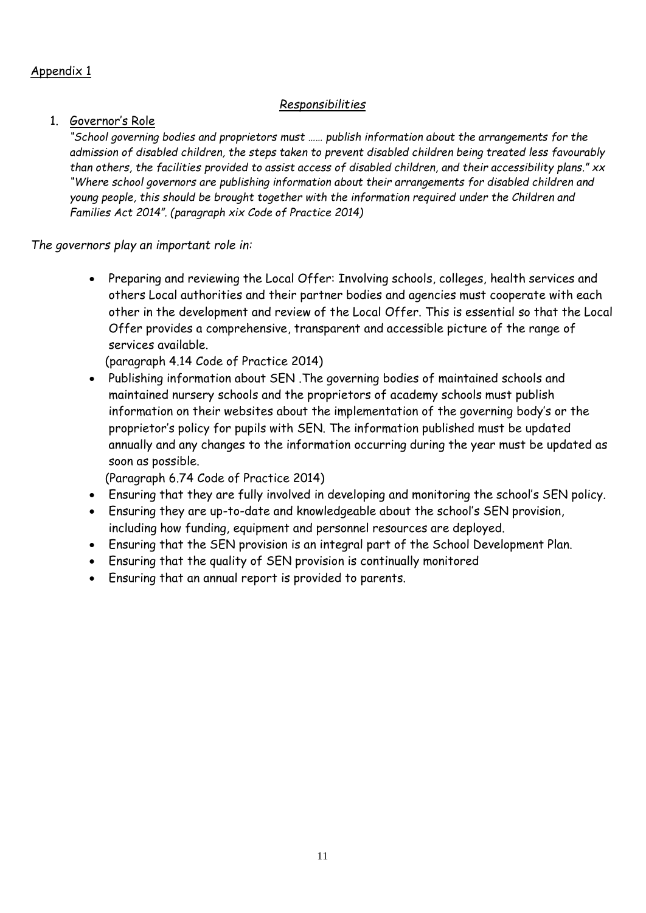Appendix 1

*Responsibilities*

1. Governor's Role

   *"School governing bodies and proprietors must …… publish information about the arrangements for the admission of disabled children, the steps taken to prevent disabled children being treated less favourably than others, the facilities provided to assist access of disabled children, and their accessibility plans." xx "Where school governors are publishing information about their arrangements for disabled children and young people, this should be brought together with the information required under the Children and Families Act 2014". (paragraph xix Code of Practice 2014)*

*The governors play an important role in:*

- Preparing and reviewing the Local Offer: Involving schools, colleges, health services and others Local authorities and their partner bodies and agencies must cooperate with each other in the development and review of the Local Offer. This is essential so that the Local Offer provides a comprehensive, transparent and accessible picture of the range of services available.
  (paragraph 4.14 Code of Practice 2014)
- Publishing information about SEN .The governing bodies of maintained schools and maintained nursery schools and the proprietors of academy schools must publish information on their websites about the implementation of the governing body's or the proprietor's policy for pupils with SEN. The information published must be updated annually and any changes to the information occurring during the year must be updated as soon as possible.
  (Paragraph 6.74 Code of Practice 2014)
- Ensuring that they are fully involved in developing and monitoring the school's SEN policy.
- Ensuring they are up-to-date and knowledgeable about the school's SEN provision, including how funding, equipment and personnel resources are deployed.
- Ensuring that the SEN provision is an integral part of the School Development Plan.
- Ensuring that the quality of SEN provision is continually monitored
- Ensuring that an annual report is provided to parents.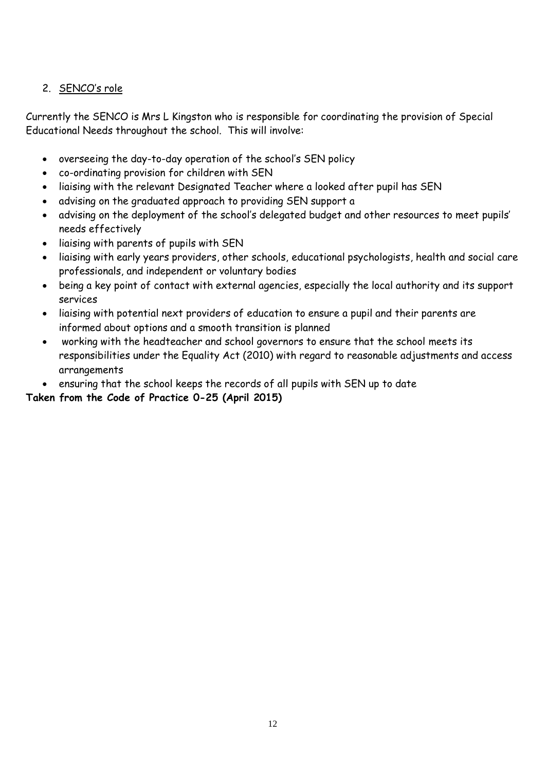2. <u>SENCO's role</u>

Currently the SENCO is Mrs L Kingston who is responsible for coordinating the provision of Special Educational Needs throughout the school. This will involve:

- overseeing the day-to-day operation of the school's SEN policy
- co-ordinating provision for children with SEN
- liaising with the relevant Designated Teacher where a looked after pupil has SEN
- advising on the graduated approach to providing SEN support a
- advising on the deployment of the school's delegated budget and other resources to meet pupils' needs effectively
- liaising with parents of pupils with SEN
- liaising with early years providers, other schools, educational psychologists, health and social care professionals, and independent or voluntary bodies
- being a key point of contact with external agencies, especially the local authority and its support services
- liaising with potential next providers of education to ensure a pupil and their parents are informed about options and a smooth transition is planned
- working with the headteacher and school governors to ensure that the school meets its responsibilities under the Equality Act (2010) with regard to reasonable adjustments and access arrangements
- ensuring that the school keeps the records of all pupils with SEN up to date

**Taken from the Code of Practice 0-25 (April 2015)**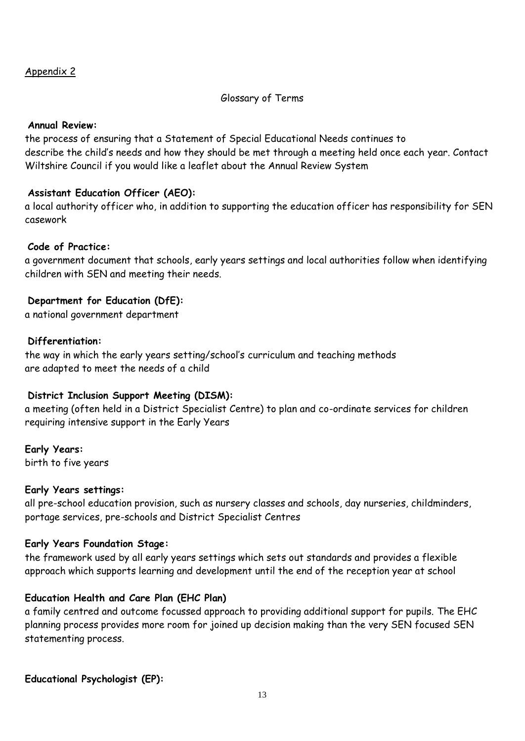Appendix 2

## Glossary of Terms

**Annual Review:**
the process of ensuring that a Statement of Special Educational Needs continues to describe the child's needs and how they should be met through a meeting held once each year. Contact Wiltshire Council if you would like a leaflet about the Annual Review System

**Assistant Education Officer (AEO):**
a local authority officer who, in addition to supporting the education officer has responsibility for SEN casework

**Code of Practice:**
a government document that schools, early years settings and local authorities follow when identifying children with SEN and meeting their needs.

**Department for Education (DfE):**
a national government department

**Differentiation:**
the way in which the early years setting/school's curriculum and teaching methods are adapted to meet the needs of a child

**District Inclusion Support Meeting (DISM):**
a meeting (often held in a District Specialist Centre) to plan and co-ordinate services for children requiring intensive support in the Early Years

**Early Years:**
birth to five years

**Early Years settings:**
all pre-school education provision, such as nursery classes and schools, day nurseries, childminders, portage services, pre-schools and District Specialist Centres

**Early Years Foundation Stage:**
the framework used by all early years settings which sets out standards and provides a flexible approach which supports learning and development until the end of the reception year at school

**Education Health and Care Plan (EHC Plan)**
a family centred and outcome focussed approach to providing additional support for pupils. The EHC planning process provides more room for joined up decision making than the very SEN focused SEN statementing process.

**Educational Psychologist (EP):**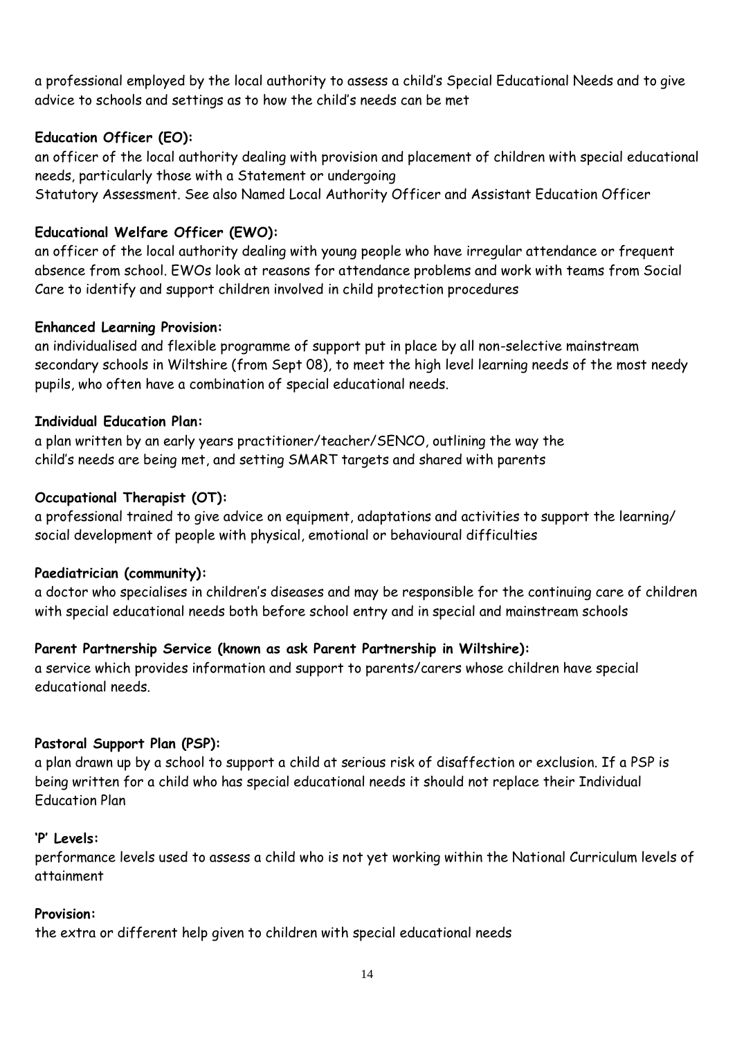a professional employed by the local authority to assess a child's Special Educational Needs and to give advice to schools and settings as to how the child's needs can be met

**Education Officer (EO):**
an officer of the local authority dealing with provision and placement of children with special educational needs, particularly those with a Statement or undergoing
Statutory Assessment. See also Named Local Authority Officer and Assistant Education Officer

**Educational Welfare Officer (EWO):**
an officer of the local authority dealing with young people who have irregular attendance or frequent absence from school. EWOs look at reasons for attendance problems and work with teams from Social Care to identify and support children involved in child protection procedures

**Enhanced Learning Provision:**
an individualised and flexible programme of support put in place by all non-selective mainstream secondary schools in Wiltshire (from Sept 08), to meet the high level learning needs of the most needy pupils, who often have a combination of special educational needs.

**Individual Education Plan:**
a plan written by an early years practitioner/teacher/SENCO, outlining the way the
child's needs are being met, and setting SMART targets and shared with parents

**Occupational Therapist (OT):**
a professional trained to give advice on equipment, adaptations and activities to support the learning/ social development of people with physical, emotional or behavioural difficulties

**Paediatrician (community):**
a doctor who specialises in children's diseases and may be responsible for the continuing care of children with special educational needs both before school entry and in special and mainstream schools

**Parent Partnership Service (known as ask Parent Partnership in Wiltshire):**
a service which provides information and support to parents/carers whose children have special educational needs.

**Pastoral Support Plan (PSP):**
a plan drawn up by a school to support a child at serious risk of disaffection or exclusion. If a PSP is being written for a child who has special educational needs it should not replace their Individual Education Plan

**'P' Levels:**
performance levels used to assess a child who is not yet working within the National Curriculum levels of attainment

**Provision:**
the extra or different help given to children with special educational needs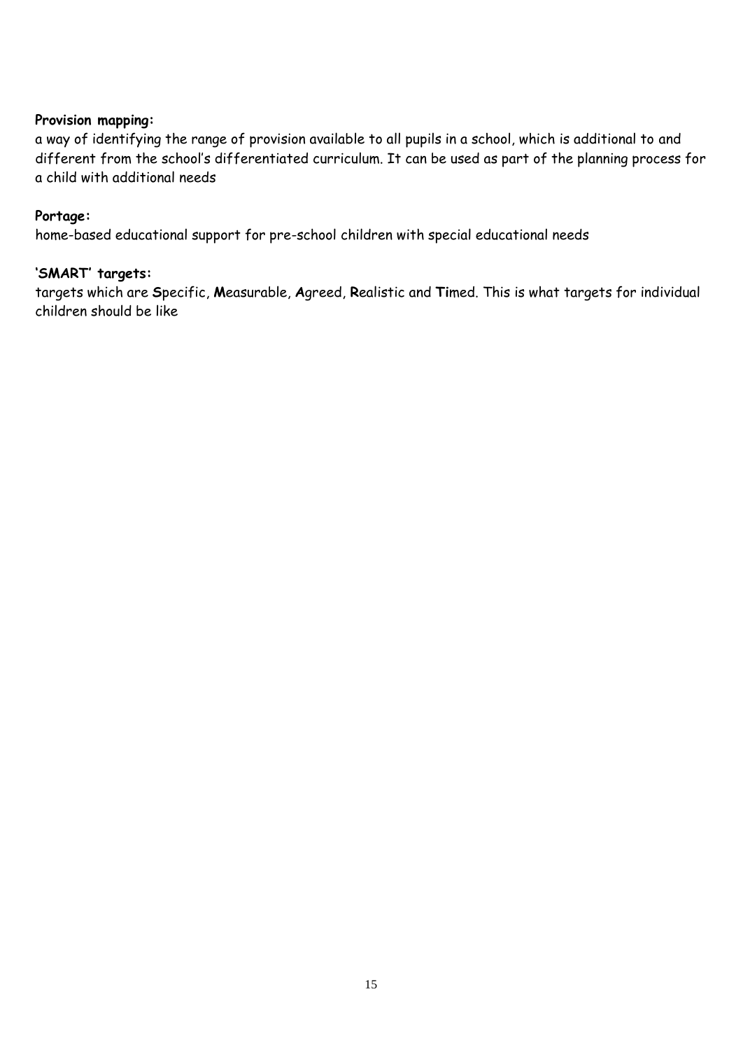**Provision mapping:**
a way of identifying the range of provision available to all pupils in a school, which is additional to and different from the school's differentiated curriculum. It can be used as part of the planning process for a child with additional needs

**Portage:**
home-based educational support for pre-school children with special educational needs

**'SMART' targets:**
targets which are **S**pecific, **M**easurable, **A**greed, **R**ealistic and **Ti**med. This is what targets for individual children should be like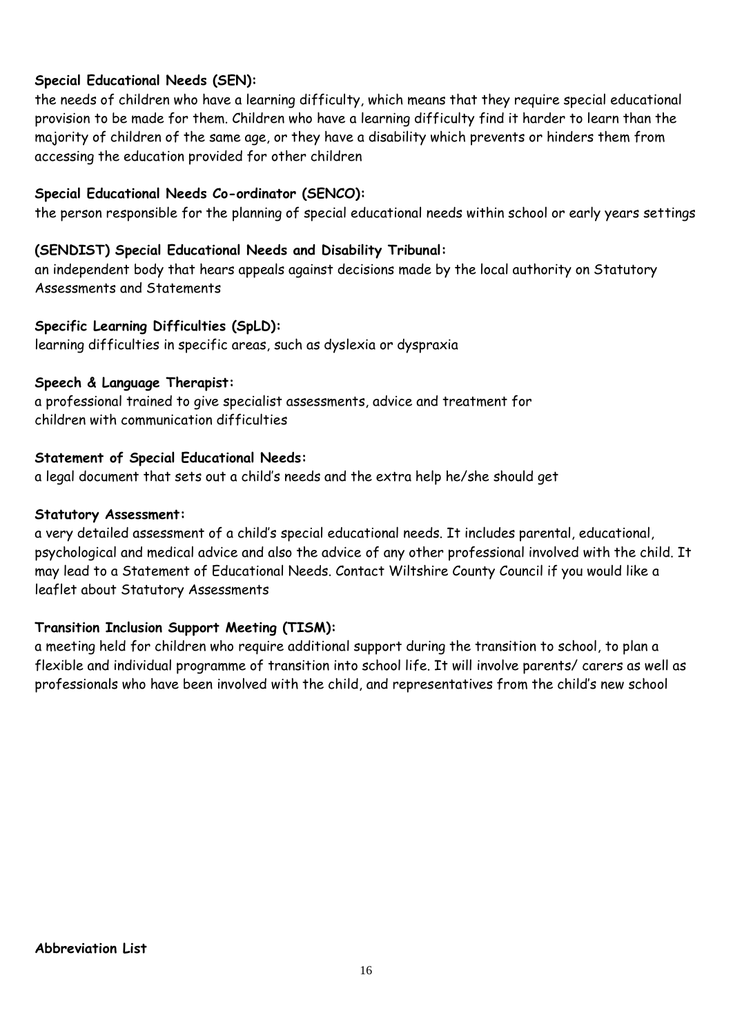**Special Educational Needs (SEN):**
the needs of children who have a learning difficulty, which means that they require special educational provision to be made for them. Children who have a learning difficulty find it harder to learn than the majority of children of the same age, or they have a disability which prevents or hinders them from accessing the education provided for other children

**Special Educational Needs Co-ordinator (SENCO):**
the person responsible for the planning of special educational needs within school or early years settings

**(SENDIST) Special Educational Needs and Disability Tribunal:**
an independent body that hears appeals against decisions made by the local authority on Statutory Assessments and Statements

**Specific Learning Difficulties (SpLD):**
learning difficulties in specific areas, such as dyslexia or dyspraxia

**Speech & Language Therapist:**
a professional trained to give specialist assessments, advice and treatment for children with communication difficulties

**Statement of Special Educational Needs:**
a legal document that sets out a child's needs and the extra help he/she should get

**Statutory Assessment:**
a very detailed assessment of a child's special educational needs. It includes parental, educational, psychological and medical advice and also the advice of any other professional involved with the child. It may lead to a Statement of Educational Needs. Contact Wiltshire County Council if you would like a leaflet about Statutory Assessments

**Transition Inclusion Support Meeting (TISM):**
a meeting held for children who require additional support during the transition to school, to plan a flexible and individual programme of transition into school life. It will involve parents/ carers as well as professionals who have been involved with the child, and representatives from the child's new school

**Abbreviation List**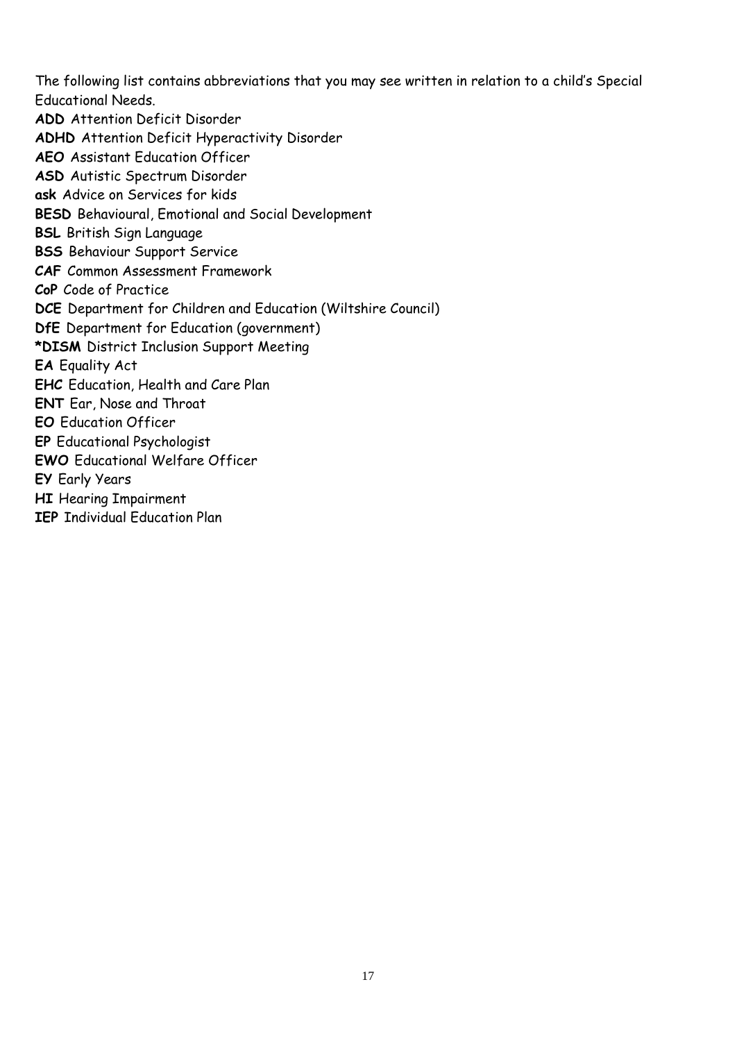The following list contains abbreviations that you may see written in relation to a child's Special Educational Needs.

**ADD** Attention Deficit Disorder

**ADHD** Attention Deficit Hyperactivity Disorder

**AEO** Assistant Education Officer

**ASD** Autistic Spectrum Disorder

**ask** Advice on Services for kids

**BESD** Behavioural, Emotional and Social Development

**BSL** British Sign Language

**BSS** Behaviour Support Service

**CAF** Common Assessment Framework

**CoP** Code of Practice

**DCE** Department for Children and Education (Wiltshire Council)

**DfE** Department for Education (government)

**\*DISM** District Inclusion Support Meeting

**EA** Equality Act

**EHC** Education, Health and Care Plan

**ENT** Ear, Nose and Throat

**EO** Education Officer

**EP** Educational Psychologist

**EWO** Educational Welfare Officer

**EY** Early Years

**HI** Hearing Impairment

**IEP** Individual Education Plan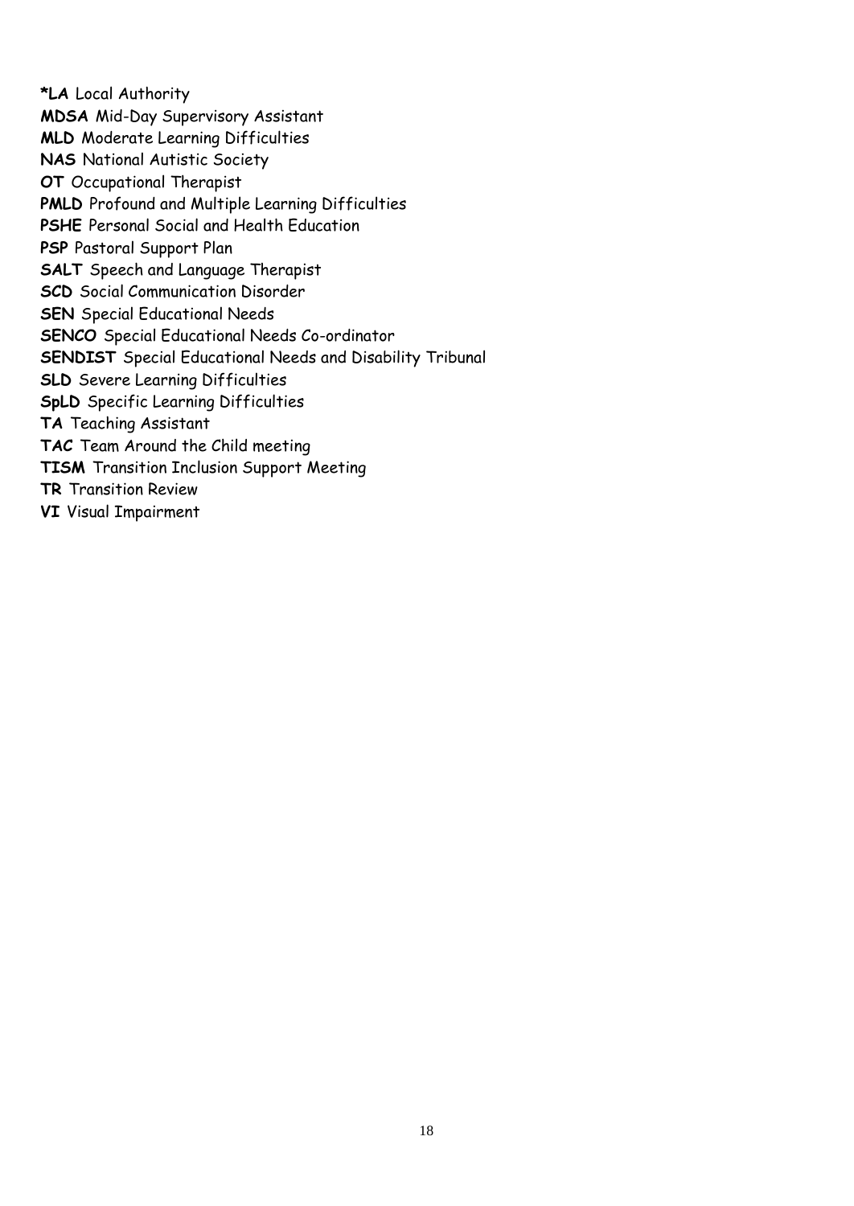**\*LA** Local Authority
**MDSA** Mid-Day Supervisory Assistant
**MLD** Moderate Learning Difficulties
**NAS** National Autistic Society
**OT** Occupational Therapist
**PMLD** Profound and Multiple Learning Difficulties
**PSHE** Personal Social and Health Education
**PSP** Pastoral Support Plan
**SALT** Speech and Language Therapist
**SCD** Social Communication Disorder
**SEN** Special Educational Needs
**SENCO** Special Educational Needs Co-ordinator
**SENDIST** Special Educational Needs and Disability Tribunal
**SLD** Severe Learning Difficulties
**SpLD** Specific Learning Difficulties
**TA** Teaching Assistant
**TAC** Team Around the Child meeting
**TISM** Transition Inclusion Support Meeting
**TR** Transition Review
**VI** Visual Impairment